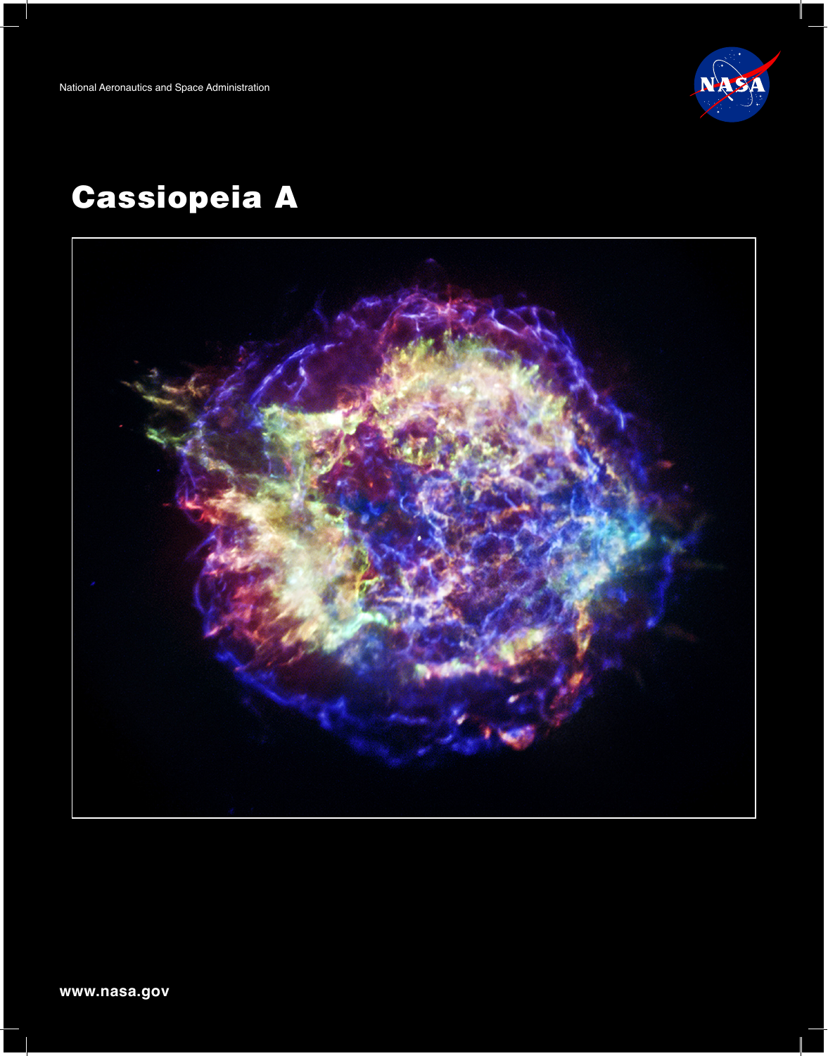National Aeronautics and Space Administration

# Cassiopeia A

www.nasa.gov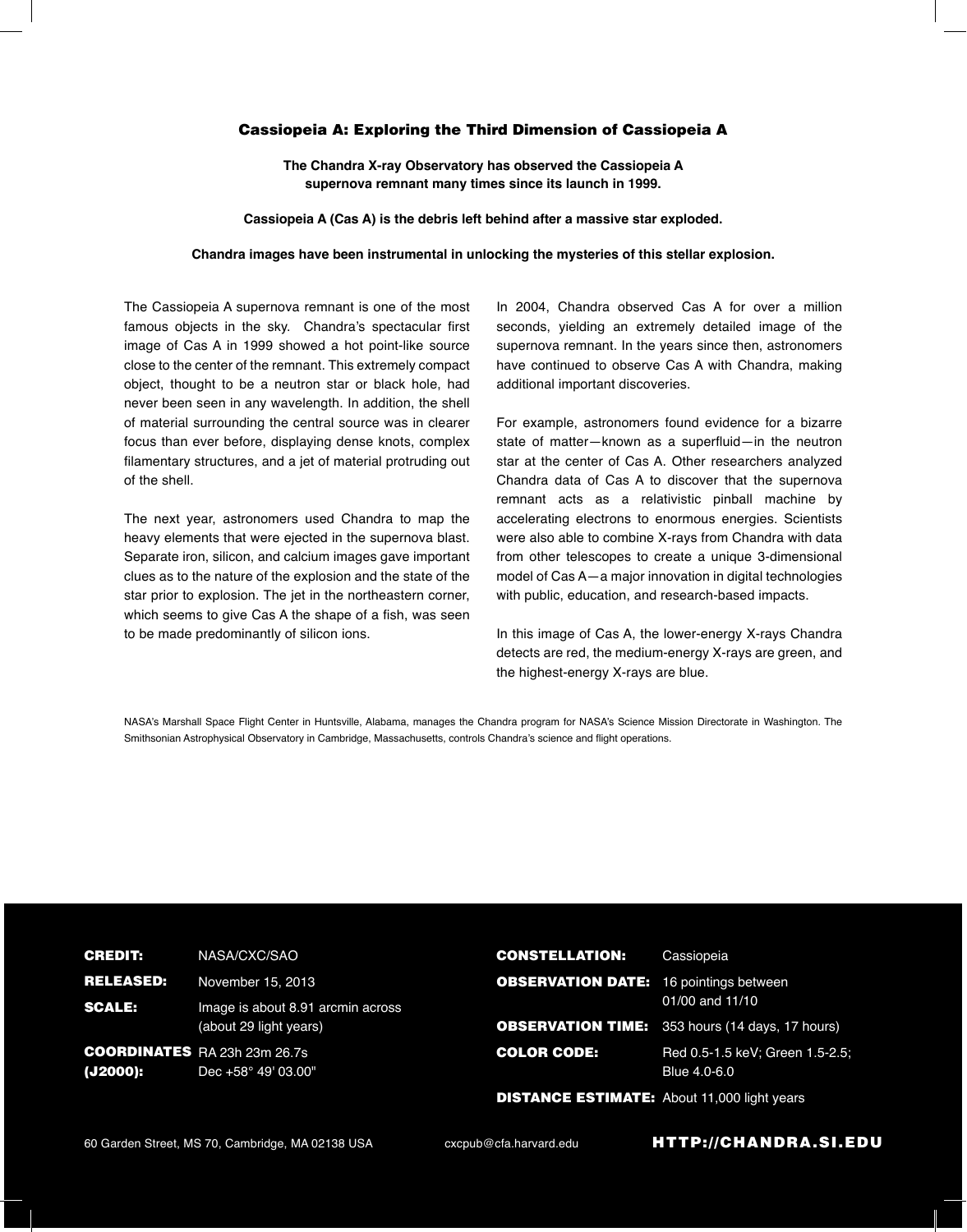## Cassiopeia A: Exploring the Third Dimension of Cassiopeia A

**The Chandra X-ray Observatory has observed the Cassiopeia A supernova remnant many times since its launch in 1999.**

**Cassiopeia A (Cas A) is the debris left behind after a massive star exploded.**

**Chandra images have been instrumental in unlocking the mysteries of this stellar explosion.**

The Cassiopeia A supernova remnant is one of the most famous objects in the sky. Chandra's spectacular first image of Cas A in 1999 showed a hot point-like source close to the center of the remnant. This extremely compact object, thought to be a neutron star or black hole, had never been seen in any wavelength. In addition, the shell of material surrounding the central source was in clearer focus than ever before, displaying dense knots, complex filamentary structures, and a jet of material protruding out of the shell.

The next year, astronomers used Chandra to map the heavy elements that were ejected in the supernova blast. Separate iron, silicon, and calcium images gave important clues as to the nature of the explosion and the state of the star prior to explosion. The jet in the northeastern corner, which seems to give Cas A the shape of a fish, was seen to be made predominantly of silicon ions.

In 2004, Chandra observed Cas A for over a million seconds, yielding an extremely detailed image of the supernova remnant. In the years since then, astronomers have continued to observe Cas A with Chandra, making additional important discoveries.

For example, astronomers found evidence for a bizarre state of matter—known as a superfluid—in the neutron star at the center of Cas A. Other researchers analyzed Chandra data of Cas A to discover that the supernova remnant acts as a relativistic pinball machine by accelerating electrons to enormous energies. Scientists were also able to combine X-rays from Chandra with data from other telescopes to create a unique 3-dimensional model of Cas A—a major innovation in digital technologies with public, education, and research-based impacts.

In this image of Cas A, the lower-energy X-rays Chandra detects are red, the medium-energy X-rays are green, and the highest-energy X-rays are blue.

NASA's Marshall Space Flight Center in Huntsville, Alabama, manages the Chandra program for NASA's Science Mission Directorate in Washington. The Smithsonian Astrophysical Observatory in Cambridge, Massachusetts, controls Chandra's science and flight operations.

| | |
|---|---|
| **CREDIT:** | NASA/CXC/SAO |
| **RELEASED:** | November 15, 2013 |
| **SCALE:** | Image is about 8.91 arcmin across (about 29 light years) |
| **COORDINATES (J2000):** | RA 23h 23m 26.7s Dec +58° 49' 03.00" |
| **CONSTELLATION:** | Cassiopeia |
| **OBSERVATION DATE:** | 16 pointings between 01/00 and 11/10 |
| **OBSERVATION TIME:** | 353 hours (14 days, 17 hours) |
| **COLOR CODE:** | Red 0.5-1.5 keV; Green 1.5-2.5; Blue 4.0-6.0 |
| **DISTANCE ESTIMATE:** | About 11,000 light years |

60 Garden Street, MS 70, Cambridge, MA 02138 USA cxcpub@cfa.harvard.edu **HTTP://CHANDRA.SI.EDU**